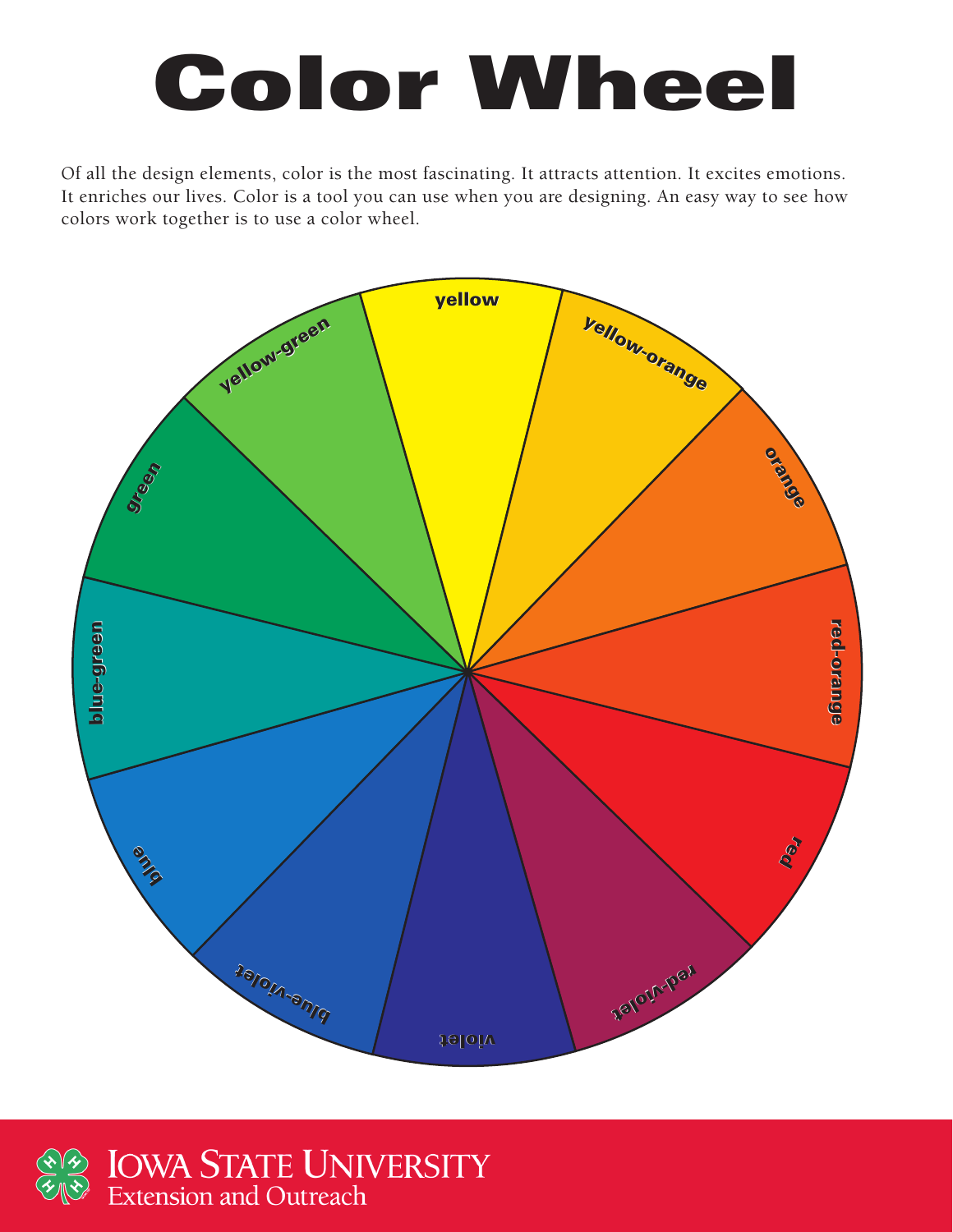# Color Wheel

Of all the design elements, color is the most fascinating. It attracts attention. It excites emotions. It enriches our lives. Color is a tool you can use when you are designing. An easy way to see how colors work together is to use a color wheel.

yellow

yellow-orange

orange

red-orange

red

red-violet

violet

blue-violet

blue

blue-green

green

yellow-green

IOWA STATE UNIVERSITY
Extension and Outreach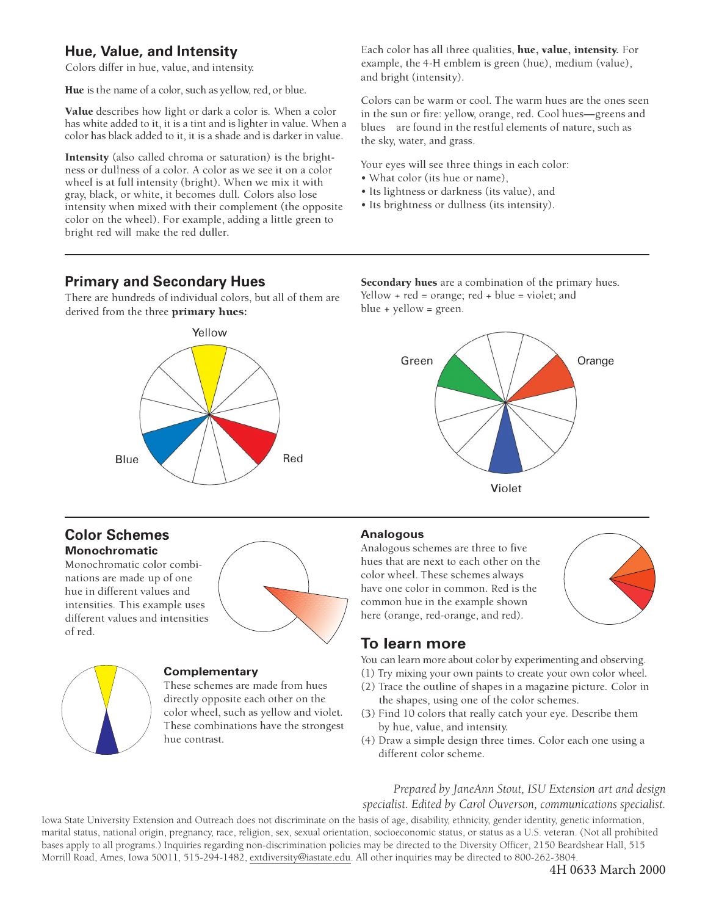## Hue, Value, and Intensity

Colors differ in hue, value, and intensity.

**Hue** is the name of a color, such as yellow, red, or blue.

**Value** describes how light or dark a color is. When a color has white added to it, it is a tint and is lighter in value. When a color has black added to it, it is a shade and is darker in value.

**Intensity** (also called chroma or saturation) is the brightness or dullness of a color. A color as we see it on a color wheel is at full intensity (bright). When we mix it with gray, black, or white, it becomes dull. Colors also lose intensity when mixed with their complement (the opposite color on the wheel). For example, adding a little green to bright red will make the red duller.

Each color has all three qualities, **hue, value, intensity.** For example, the 4-H emblem is green (hue), medium (value), and bright (intensity).

Colors can be warm or cool. The warm hues are the ones seen in the sun or fire: yellow, orange, red. Cool hues—greens and blues are found in the restful elements of nature, such as the sky, water, and grass.

Your eyes will see three things in each color:

- What color (its hue or name),
- Its lightness or darkness (its value), and
- Its brightness or dullness (its intensity).

## Primary and Secondary Hues

There are hundreds of individual colors, but all of them are derived from the three **primary hues:**

Yellow

Blue

Red

**Secondary hues** are a combination of the primary hues. Yellow + red = orange; red + blue = violet; and blue + yellow = green.

Green

Orange

Violet

## Color Schemes

### Monochromatic

Monochromatic color combinations are made up of one hue in different values and intensities. This example uses different values and intensities of red.

### Complementary

These schemes are made from hues directly opposite each other on the color wheel, such as yellow and violet. These combinations have the strongest hue contrast.

### Analogous

Analogous schemes are three to five hues that are next to each other on the color wheel. These schemes always have one color in common. Red is the common hue in the example shown here (orange, red-orange, and red).

## To learn more

You can learn more about color by experimenting and observing.

(1) Try mixing your own paints to create your own color wheel.
(2) Trace the outline of shapes in a magazine picture. Color in the shapes, using one of the color schemes.
(3) Find 10 colors that really catch your eye. Describe them by hue, value, and intensity.
(4) Draw a simple design three times. Color each one using a different color scheme.

*Prepared by JaneAnn Stout, ISU Extension art and design specialist. Edited by Carol Ouverson, communications specialist.*

Iowa State University Extension and Outreach does not discriminate on the basis of age, disability, ethnicity, gender identity, genetic information, marital status, national origin, pregnancy, race, religion, sex, sexual orientation, socioeconomic status, or status as a U.S. veteran. (Not all prohibited bases apply to all programs.) Inquiries regarding non-discrimination policies may be directed to the Diversity Officer, 2150 Beardshear Hall, 515 Morrill Road, Ames, Iowa 50011, 515-294-1482, extdiversity@iastate.edu. All other inquiries may be directed to 800-262-3804.

4H 0633 March 2000